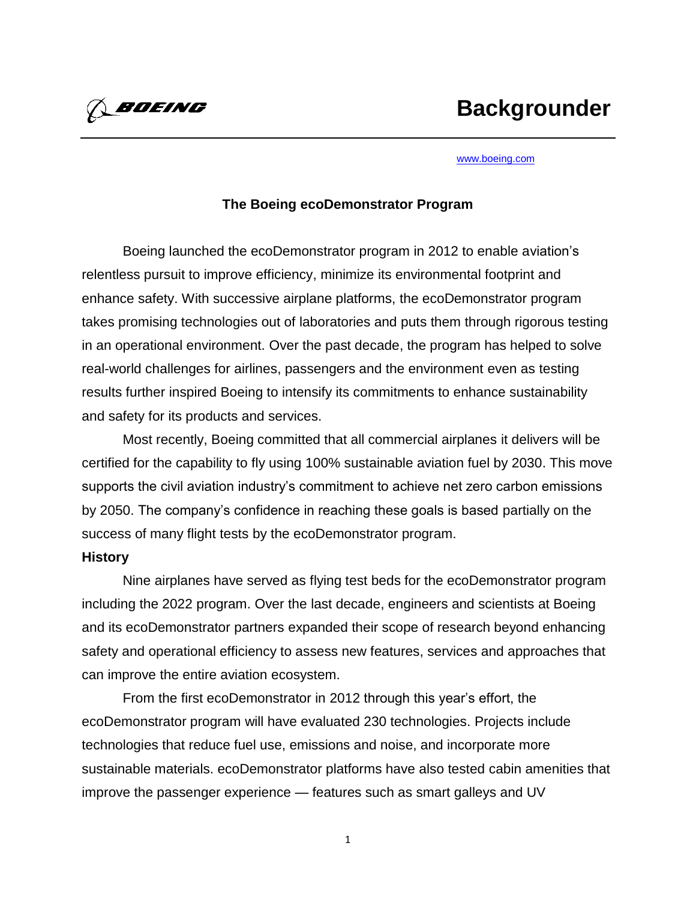BOEING

# Backgrounder

www.boeing.com

## The Boeing ecoDemonstrator Program

Boeing launched the ecoDemonstrator program in 2012 to enable aviation's relentless pursuit to improve efficiency, minimize its environmental footprint and enhance safety. With successive airplane platforms, the ecoDemonstrator program takes promising technologies out of laboratories and puts them through rigorous testing in an operational environment. Over the past decade, the program has helped to solve real-world challenges for airlines, passengers and the environment even as testing results further inspired Boeing to intensify its commitments to enhance sustainability and safety for its products and services.

Most recently, Boeing committed that all commercial airplanes it delivers will be certified for the capability to fly using 100% sustainable aviation fuel by 2030. This move supports the civil aviation industry's commitment to achieve net zero carbon emissions by 2050. The company's confidence in reaching these goals is based partially on the success of many flight tests by the ecoDemonstrator program.

### History

Nine airplanes have served as flying test beds for the ecoDemonstrator program including the 2022 program. Over the last decade, engineers and scientists at Boeing and its ecoDemonstrator partners expanded their scope of research beyond enhancing safety and operational efficiency to assess new features, services and approaches that can improve the entire aviation ecosystem.

From the first ecoDemonstrator in 2012 through this year's effort, the ecoDemonstrator program will have evaluated 230 technologies. Projects include technologies that reduce fuel use, emissions and noise, and incorporate more sustainable materials. ecoDemonstrator platforms have also tested cabin amenities that improve the passenger experience — features such as smart galleys and UV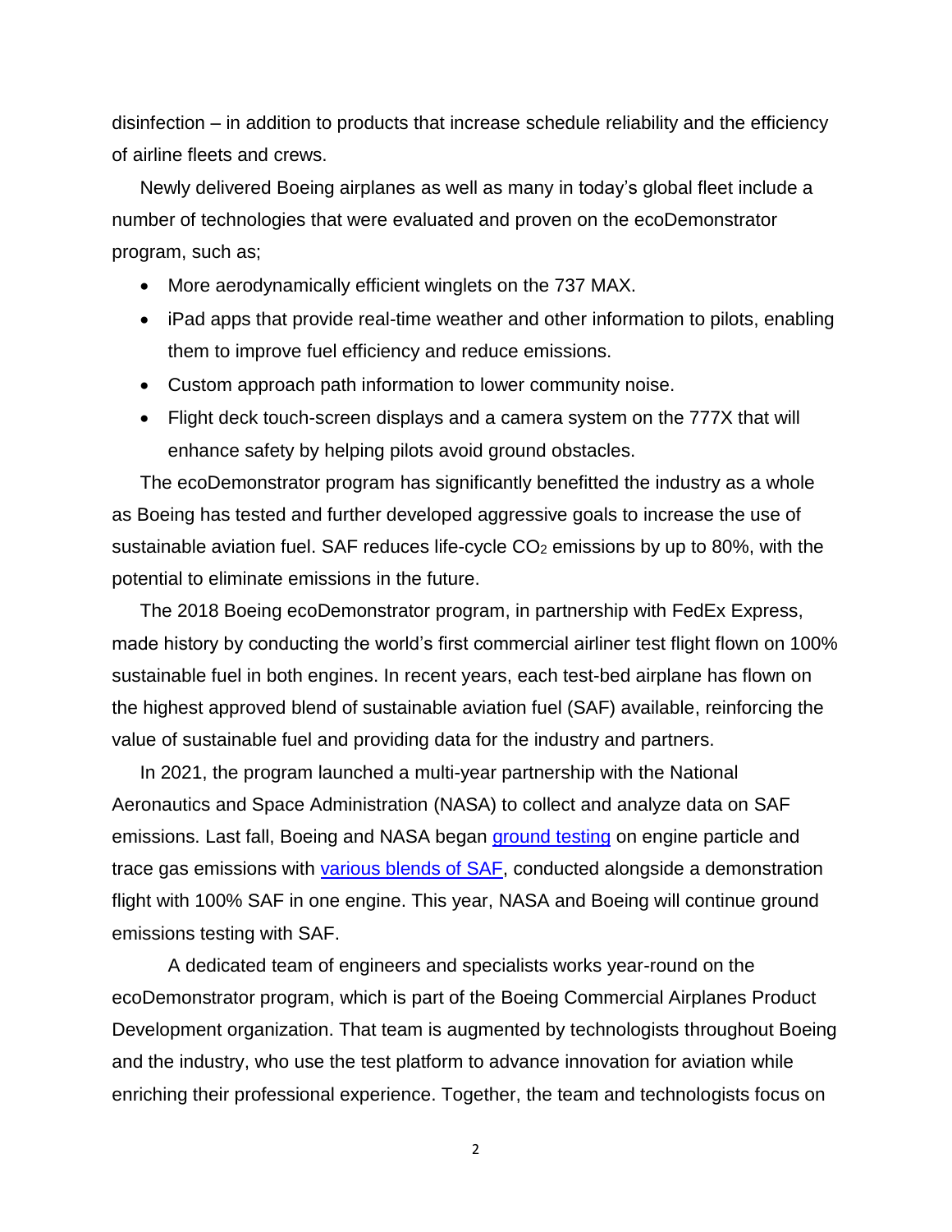disinfection – in addition to products that increase schedule reliability and the efficiency of airline fleets and crews.

Newly delivered Boeing airplanes as well as many in today's global fleet include a number of technologies that were evaluated and proven on the ecoDemonstrator program, such as;

- More aerodynamically efficient winglets on the 737 MAX.
- iPad apps that provide real-time weather and other information to pilots, enabling them to improve fuel efficiency and reduce emissions.
- Custom approach path information to lower community noise.
- Flight deck touch-screen displays and a camera system on the 777X that will enhance safety by helping pilots avoid ground obstacles.

The ecoDemonstrator program has significantly benefitted the industry as a whole as Boeing has tested and further developed aggressive goals to increase the use of sustainable aviation fuel. SAF reduces life-cycle $CO_2$ emissions by up to 80%, with the potential to eliminate emissions in the future.

The 2018 Boeing ecoDemonstrator program, in partnership with FedEx Express, made history by conducting the world's first commercial airliner test flight flown on 100% sustainable fuel in both engines. In recent years, each test-bed airplane has flown on the highest approved blend of sustainable aviation fuel (SAF) available, reinforcing the value of sustainable fuel and providing data for the industry and partners.

In 2021, the program launched a multi-year partnership with the National Aeronautics and Space Administration (NASA) to collect and analyze data on SAF emissions. Last fall, Boeing and NASA began ground testing on engine particle and trace gas emissions with various blends of SAF, conducted alongside a demonstration flight with 100% SAF in one engine. This year, NASA and Boeing will continue ground emissions testing with SAF.

A dedicated team of engineers and specialists works year-round on the ecoDemonstrator program, which is part of the Boeing Commercial Airplanes Product Development organization. That team is augmented by technologists throughout Boeing and the industry, who use the test platform to advance innovation for aviation while enriching their professional experience. Together, the team and technologists focus on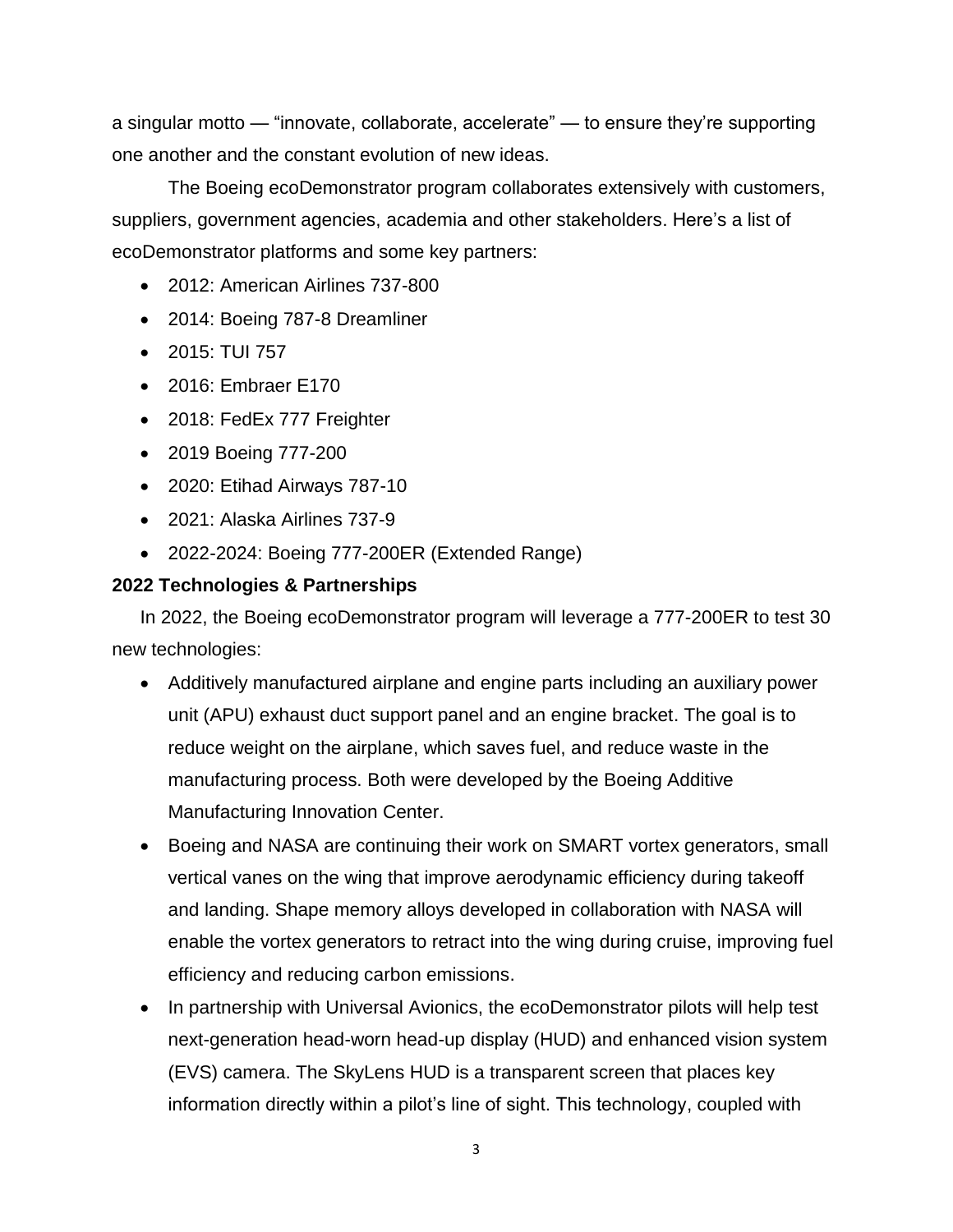a singular motto — "innovate, collaborate, accelerate" — to ensure they're supporting one another and the constant evolution of new ideas.

The Boeing ecoDemonstrator program collaborates extensively with customers, suppliers, government agencies, academia and other stakeholders. Here's a list of ecoDemonstrator platforms and some key partners:

- 2012: American Airlines 737-800
- 2014: Boeing 787-8 Dreamliner
- 2015: TUI 757
- 2016: Embraer E170
- 2018: FedEx 777 Freighter
- 2019 Boeing 777-200
- 2020: Etihad Airways 787-10
- 2021: Alaska Airlines 737-9
- 2022-2024: Boeing 777-200ER (Extended Range)

**2022 Technologies & Partnerships**

In 2022, the Boeing ecoDemonstrator program will leverage a 777-200ER to test 30 new technologies:

- Additively manufactured airplane and engine parts including an auxiliary power unit (APU) exhaust duct support panel and an engine bracket. The goal is to reduce weight on the airplane, which saves fuel, and reduce waste in the manufacturing process. Both were developed by the Boeing Additive Manufacturing Innovation Center.
- Boeing and NASA are continuing their work on SMART vortex generators, small vertical vanes on the wing that improve aerodynamic efficiency during takeoff and landing. Shape memory alloys developed in collaboration with NASA will enable the vortex generators to retract into the wing during cruise, improving fuel efficiency and reducing carbon emissions.
- In partnership with Universal Avionics, the ecoDemonstrator pilots will help test next-generation head-worn head-up display (HUD) and enhanced vision system (EVS) camera. The SkyLens HUD is a transparent screen that places key information directly within a pilot's line of sight. This technology, coupled with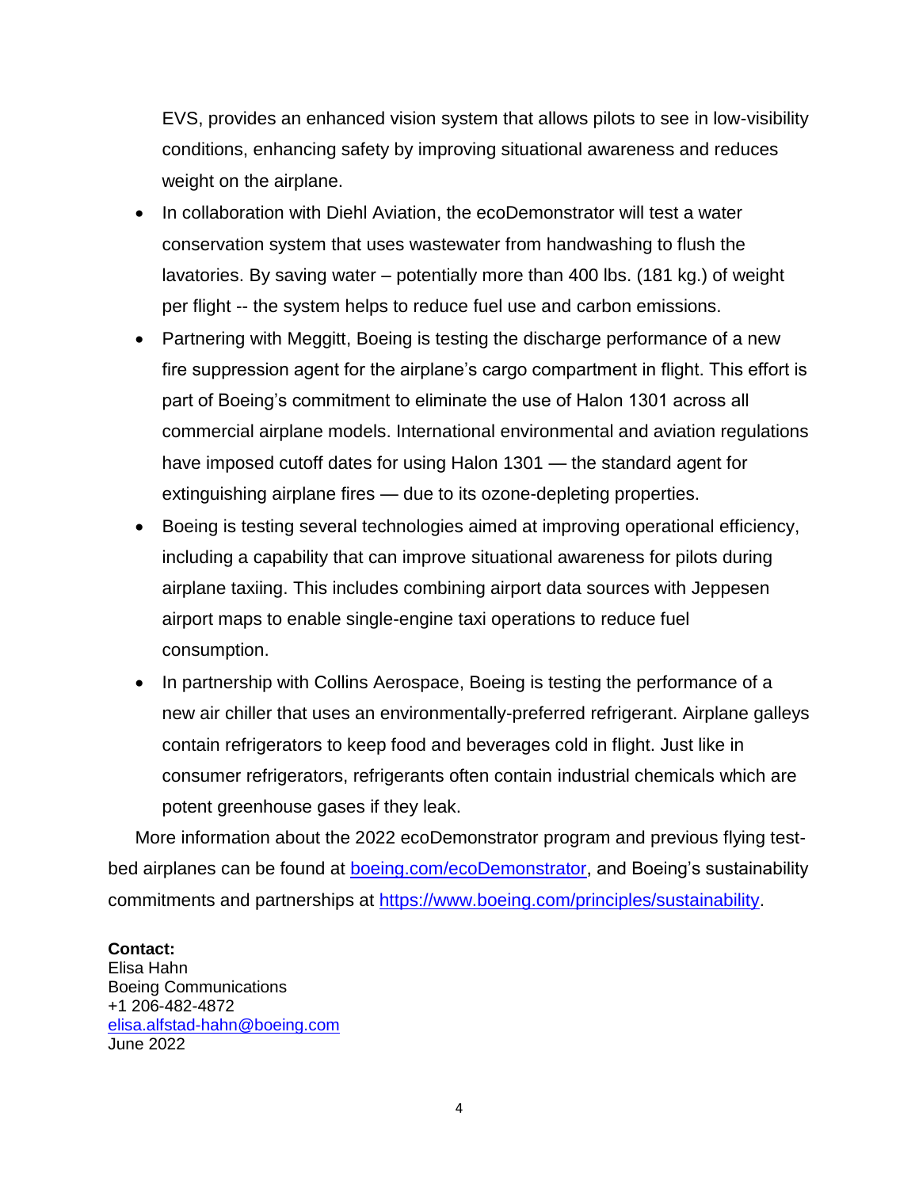EVS, provides an enhanced vision system that allows pilots to see in low-visibility conditions, enhancing safety by improving situational awareness and reduces weight on the airplane.

- In collaboration with Diehl Aviation, the ecoDemonstrator will test a water conservation system that uses wastewater from handwashing to flush the lavatories. By saving water – potentially more than 400 lbs. (181 kg.) of weight per flight -- the system helps to reduce fuel use and carbon emissions.
- Partnering with Meggitt, Boeing is testing the discharge performance of a new fire suppression agent for the airplane's cargo compartment in flight. This effort is part of Boeing's commitment to eliminate the use of Halon 1301 across all commercial airplane models. International environmental and aviation regulations have imposed cutoff dates for using Halon 1301 — the standard agent for extinguishing airplane fires — due to its ozone-depleting properties.
- Boeing is testing several technologies aimed at improving operational efficiency, including a capability that can improve situational awareness for pilots during airplane taxiing. This includes combining airport data sources with Jeppesen airport maps to enable single-engine taxi operations to reduce fuel consumption.
- In partnership with Collins Aerospace, Boeing is testing the performance of a new air chiller that uses an environmentally-preferred refrigerant. Airplane galleys contain refrigerators to keep food and beverages cold in flight. Just like in consumer refrigerators, refrigerants often contain industrial chemicals which are potent greenhouse gases if they leak.

More information about the 2022 ecoDemonstrator program and previous flying test-bed airplanes can be found at [boeing.com/ecoDemonstrator](boeing.com/ecoDemonstrator), and Boeing's sustainability commitments and partnerships at [https://www.boeing.com/principles/sustainability](https://www.boeing.com/principles/sustainability).

**Contact:**
Elisa Hahn
Boeing Communications
+1 206-482-4872
[elisa.alfstad-hahn@boeing.com](mailto:elisa.alfstad-hahn@boeing.com)
June 2022